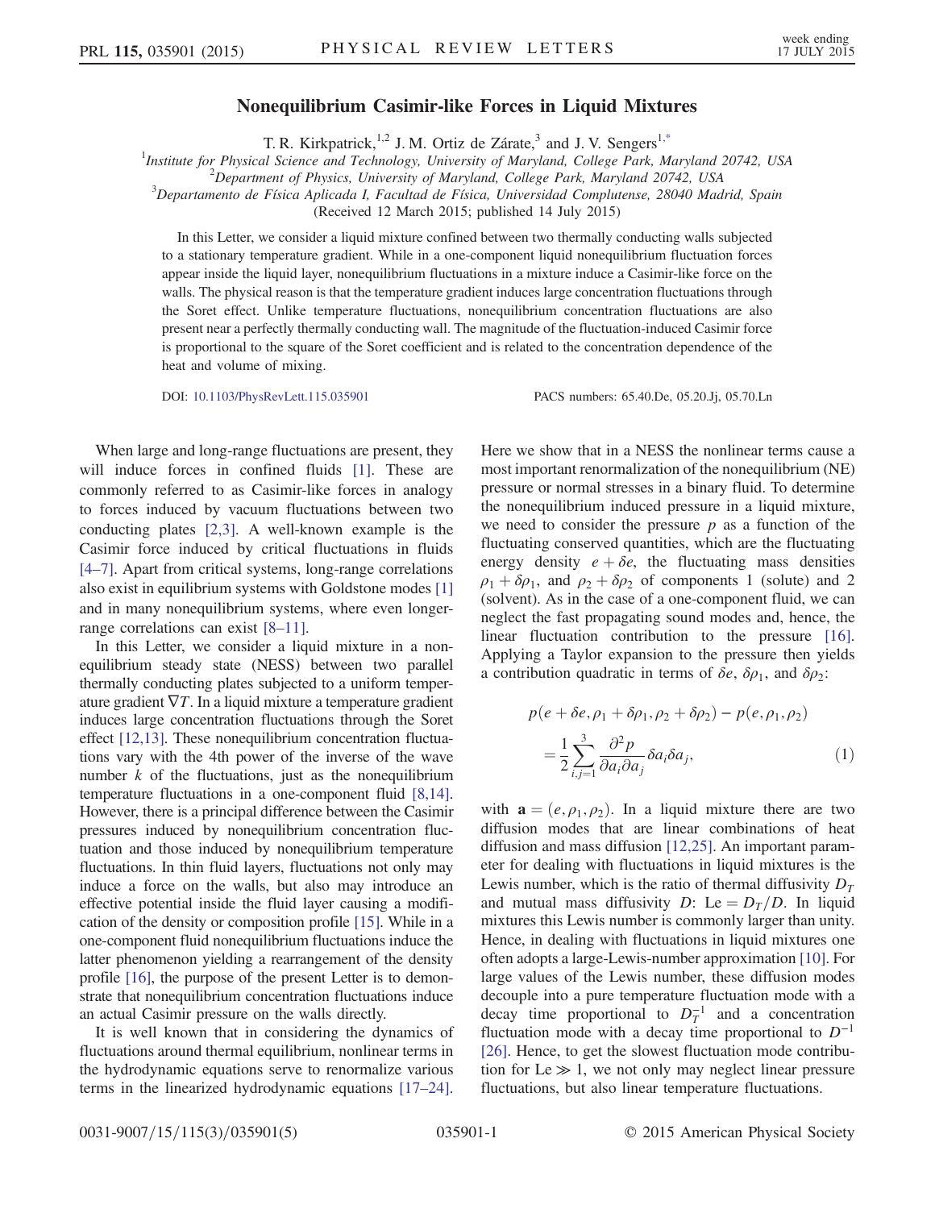# Nonequilibrium Casimir-like Forces in Liquid Mixtures

T. R. Kirkpatrick,[1,2] J. M. Ortiz de Zárate,[3] and J. V. Sengers[1,*]

[1]Institute for Physical Science and Technology, University of Maryland, College Park, Maryland 20742, USA
[2]Department of Physics, University of Maryland, College Park, Maryland 20742, USA
[3]Departamento de Física Aplicada I, Facultad de Física, Universidad Complutense, 28040 Madrid, Spain

(Received 12 March 2015; published 14 July 2015)

In this Letter, we consider a liquid mixture confined between two thermally conducting walls subjected to a stationary temperature gradient. While in a one-component liquid nonequilibrium fluctuation forces appear inside the liquid layer, nonequilibrium fluctuations in a mixture induce a Casimir-like force on the walls. The physical reason is that the temperature gradient induces large concentration fluctuations through the Soret effect. Unlike temperature fluctuations, nonequilibrium concentration fluctuations are also present near a perfectly thermally conducting wall. The magnitude of the fluctuation-induced Casimir force is proportional to the square of the Soret coefficient and is related to the concentration dependence of the heat and volume of mixing.

DOI: 10.1103/PhysRevLett.115.035901 PACS numbers: 65.40.De, 05.20.Jj, 05.70.Ln

When large and long-range fluctuations are present, they will induce forces in confined fluids [1]. These are commonly referred to as Casimir-like forces in analogy to forces induced by vacuum fluctuations between two conducting plates [2,3]. A well-known example is the Casimir force induced by critical fluctuations in fluids [4–7]. Apart from critical systems, long-range correlations also exist in equilibrium systems with Goldstone modes [1] and in many nonequilibrium systems, where even longer-range correlations can exist [8–11].

In this Letter, we consider a liquid mixture in a nonequilibrium steady state (NESS) between two parallel thermally conducting plates subjected to a uniform temperature gradient $\nabla T$. In a liquid mixture a temperature gradient induces large concentration fluctuations through the Soret effect [12,13]. These nonequilibrium concentration fluctuations vary with the 4th power of the inverse of the wave number $k$ of the fluctuations, just as the nonequilibrium temperature fluctuations in a one-component fluid [8,14]. However, there is a principal difference between the Casimir pressures induced by nonequilibrium concentration fluctuation and those induced by nonequilibrium temperature fluctuations. In thin fluid layers, fluctuations not only may induce a force on the walls, but also may introduce an effective potential inside the fluid layer causing a modification of the density or composition profile [15]. While in a one-component fluid nonequilibrium fluctuations induce the latter phenomenon yielding a rearrangement of the density profile [16], the purpose of the present Letter is to demonstrate that nonequilibrium concentration fluctuations induce an actual Casimir pressure on the walls directly.

It is well known that in considering the dynamics of fluctuations around thermal equilibrium, nonlinear terms in the hydrodynamic equations serve to renormalize various terms in the linearized hydrodynamic equations [17–24]. Here we show that in a NESS the nonlinear terms cause a most important renormalization of the nonequilibrium (NE) pressure or normal stresses in a binary fluid. To determine the nonequilibrium induced pressure in a liquid mixture, we need to consider the pressure $p$ as a function of the fluctuating conserved quantities, which are the fluctuating energy density $e + \delta e$, the fluctuating mass densities $\rho_1 + \delta\rho_1$, and $\rho_2 + \delta\rho_2$ of components 1 (solute) and 2 (solvent). As in the case of a one-component fluid, we can neglect the fast propagating sound modes and, hence, the linear fluctuation contribution to the pressure [16]. Applying a Taylor expansion to the pressure then yields a contribution quadratic in terms of $\delta e$, $\delta\rho_1$, and $\delta\rho_2$:

$$p(e + \delta e, \rho_1 + \delta\rho_1, \rho_2 + \delta\rho_2) - p(e, \rho_1, \rho_2) = \frac{1}{2}\sum_{i,j=1}^{3} \frac{\partial^2 p}{\partial a_i \partial a_j} \delta a_i \delta a_j, \tag{1}$$

with $\mathbf{a} = (e, \rho_1, \rho_2)$. In a liquid mixture there are two diffusion modes that are linear combinations of heat diffusion and mass diffusion [12,25]. An important parameter for dealing with fluctuations in liquid mixtures is the Lewis number, which is the ratio of thermal diffusivity $D_T$ and mutual mass diffusivity $D$: $\mathrm{Le} = D_T/D$. In liquid mixtures this Lewis number is commonly larger than unity. Hence, in dealing with fluctuations in liquid mixtures one often adopts a large-Lewis-number approximation [10]. For large values of the Lewis number, these diffusion modes decouple into a pure temperature fluctuation mode with a decay time proportional to $D_T^{-1}$ and a concentration fluctuation mode with a decay time proportional to $D^{-1}$ [26]. Hence, to get the slowest fluctuation mode contribution for $\mathrm{Le} \gg 1$, we not only may neglect linear pressure fluctuations, but also linear temperature fluctuations.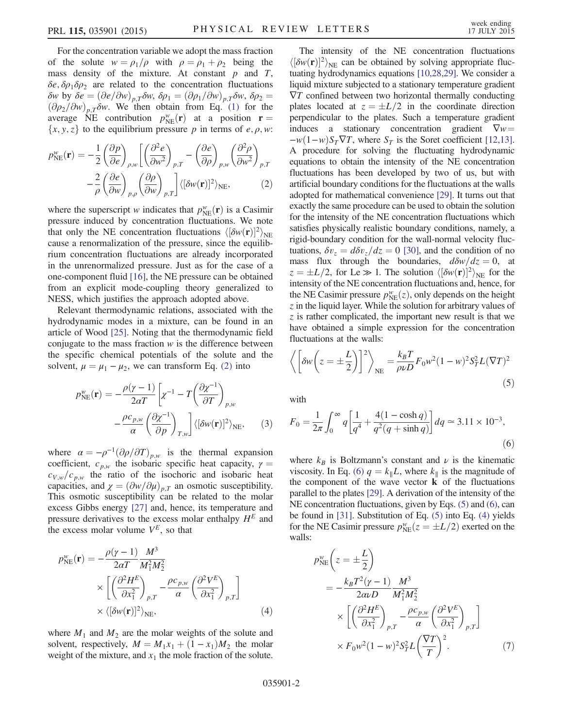For the concentration variable we adopt the mass fraction of the solute $w = \rho_1/\rho$ with $\rho = \rho_1 + \rho_2$ being the mass density of the mixture. At constant $p$ and $T$, $\delta e, \delta\rho_1 \delta\rho_2$ are related to the concentration fluctuations $\delta w$ by $\delta e = (\partial e/\partial w)_{p,T}\delta w$, $\delta\rho_1 = (\partial\rho_1/\partial w)_{p,T}\delta w$, $\delta\rho_2 = (\partial\rho_2/\partial w)_{p,T}\delta w$. We then obtain from Eq. (1) for the average NE contribution $p^w_{\mathrm{NE}}(\mathbf{r})$ at a position $\mathbf{r} = \{x, y, z\}$ to the equilibrium pressure $p$ in terms of $e, \rho, w$:

$$p^w_{\mathrm{NE}}(\mathbf{r}) = -\frac{1}{2}\left(\frac{\partial p}{\partial e}\right)_{\rho,w}\left[\left(\frac{\partial^2 e}{\partial w^2}\right)_{p,T} - \left(\frac{\partial e}{\partial \rho}\right)_{p,w}\left(\frac{\partial^2 \rho}{\partial w^2}\right)_{p,T} - \frac{2}{\rho}\left(\frac{\partial e}{\partial w}\right)_{p,\rho}\left(\frac{\partial \rho}{\partial w}\right)_{p,T}\right]\langle[\delta w(\mathbf{r})]^2\rangle_{\mathrm{NE}}, \tag{2}$$

where the superscript $w$ indicates that $p^w_{\mathrm{NE}}(\mathbf{r})$ is a Casimir pressure induced by concentration fluctuations. We note that only the NE concentration fluctuations $\langle[\delta w(\mathbf{r})]^2\rangle_{\mathrm{NE}}$ cause a renormalization of the pressure, since the equilibrium concentration fluctuations are already incorporated in the unrenormalized pressure. Just as for the case of a one-component fluid [16], the NE pressure can be obtained from an explicit mode-coupling theory generalized to NESS, which justifies the approach adopted above.

Relevant thermodynamic relations, associated with the hydrodynamic modes in a mixture, can be found in an article of Wood [25]. Noting that the thermodynamic field conjugate to the mass fraction $w$ is the difference between the specific chemical potentials of the solute and the solvent, $\mu = \mu_1 - \mu_2$, we can transform Eq. (2) into

$$p^w_{\mathrm{NE}}(\mathbf{r}) = -\frac{\rho(\gamma-1)}{2\alpha T}\left[\chi^{-1} - T\left(\frac{\partial \chi^{-1}}{\partial T}\right)_{p,w} - \frac{\rho c_{p,w}}{\alpha}\left(\frac{\partial \chi^{-1}}{\partial p}\right)_{T,w}\right]\langle[\delta w(\mathbf{r})]^2\rangle_{\mathrm{NE}}, \tag{3}$$

where $\alpha = -\rho^{-1}(\partial\rho/\partial T)_{p,w}$ is the thermal expansion coefficient, $c_{p,w}$ the isobaric specific heat capacity, $\gamma = c_{V,w}/c_{p,w}$ the ratio of the isochoric and isobaric heat capacities, and $\chi = (\partial w/\partial\mu)_{p,T}$ an osmotic susceptibility. This osmotic susceptibility can be related to the molar excess Gibbs energy [27] and, hence, its temperature and pressure derivatives to the excess molar enthalpy $H^E$ and the excess molar volume $V^E$, so that

$$p^w_{\mathrm{NE}}(\mathbf{r}) = -\frac{\rho(\gamma-1)}{2\alpha T}\frac{M^3}{M_1^2 M_2^2} \times \left[\left(\frac{\partial^2 H^E}{\partial x_1^2}\right)_{p,T} - \frac{\rho c_{p,w}}{\alpha}\left(\frac{\partial^2 V^E}{\partial x_1^2}\right)_{p,T}\right] \times \langle[\delta w(\mathbf{r})]^2\rangle_{\mathrm{NE}}, \tag{4}$$

where $M_1$ and $M_2$ are the molar weights of the solute and solvent, respectively, $M = M_1 x_1 + (1 - x_1)M_2$ the molar weight of the mixture, and $x_1$ the mole fraction of the solute.

The intensity of the NE concentration fluctuations $\langle[\delta w(\mathbf{r})]^2\rangle_{\mathrm{NE}}$ can be obtained by solving appropriate fluctuating hydrodynamics equations [10,28,29]. We consider a liquid mixture subjected to a stationary temperature gradient $\nabla T$ confined between two horizontal thermally conducting plates located at $z = \pm L/2$ in the coordinate direction perpendicular to the plates. Such a temperature gradient induces a stationary concentration gradient $\nabla w = -w(1-w)S_T\nabla T$, where $S_T$ is the Soret coefficient [12,13]. A procedure for solving the fluctuating hydrodynamic equations to obtain the intensity of the NE concentration fluctuations has been developed by two of us, but with artificial boundary conditions for the fluctuations at the walls adopted for mathematical convenience [29]. It turns out that exactly the same procedure can be used to obtain the solution for the intensity of the NE concentration fluctuations which satisfies physically realistic boundary conditions, namely, a rigid-boundary condition for the wall-normal velocity fluctuations, $\delta v_z = d\delta v_z/dz = 0$ [30], and the condition of no mass flux through the boundaries, $d\delta w/dz = 0$, at $z = \pm L/2$, for $\mathrm{Le} \gg 1$. The solution $\langle[\delta w(\mathbf{r})]^2\rangle_{\mathrm{NE}}$ for the intensity of the NE concentration fluctuations and, hence, for the NE Casimir pressure $p^w_{\mathrm{NE}}(z)$, only depends on the height $z$ in the liquid layer. While the solution for arbitrary values of $z$ is rather complicated, the important new result is that we have obtained a simple expression for the concentration fluctuations at the walls:

$$\left\langle\left[\delta w\left(z = \pm\frac{L}{2}\right)\right]^2\right\rangle_{\mathrm{NE}} = \frac{k_B T}{\rho\nu D}F_0 w^2(1-w)^2 S_T^2 L(\nabla T)^2 \tag{5}$$

with

$$F_0 = \frac{1}{2\pi}\int_0^\infty q\left[\frac{1}{q^4} + \frac{4(1-\cosh q)}{q^2(q+\sinh q)}\right]dq \simeq 3.11\times 10^{-3}, \tag{6}$$

where $k_B$ is Boltzmann's constant and $\nu$ is the kinematic viscosity. In Eq. (6) $q = k_\parallel L$, where $k_\parallel$ is the magnitude of the component of the wave vector $\mathbf{k}$ of the fluctuations parallel to the plates [29]. A derivation of the intensity of the NE concentration fluctuations, given by Eqs. (5) and (6), can be found in [31]. Substitution of Eq. (5) into Eq. (4) yields for the NE Casimir pressure $p^w_{\mathrm{NE}}(z = \pm L/2)$ exerted on the walls:

$$p^w_{\mathrm{NE}}\left(z = \pm\frac{L}{2}\right) = -\frac{k_B T^2(\gamma-1)}{2\alpha\nu D}\frac{M^3}{M_1^2 M_2^2} \times \left[\left(\frac{\partial^2 H^E}{\partial x_1^2}\right)_{p,T} - \frac{\rho c_{p,w}}{\alpha}\left(\frac{\partial^2 V^E}{\partial x_1^2}\right)_{p,T}\right] \times F_0 w^2(1-w)^2 S_T^2 L\left(\frac{\nabla T}{T}\right)^2. \tag{7}$$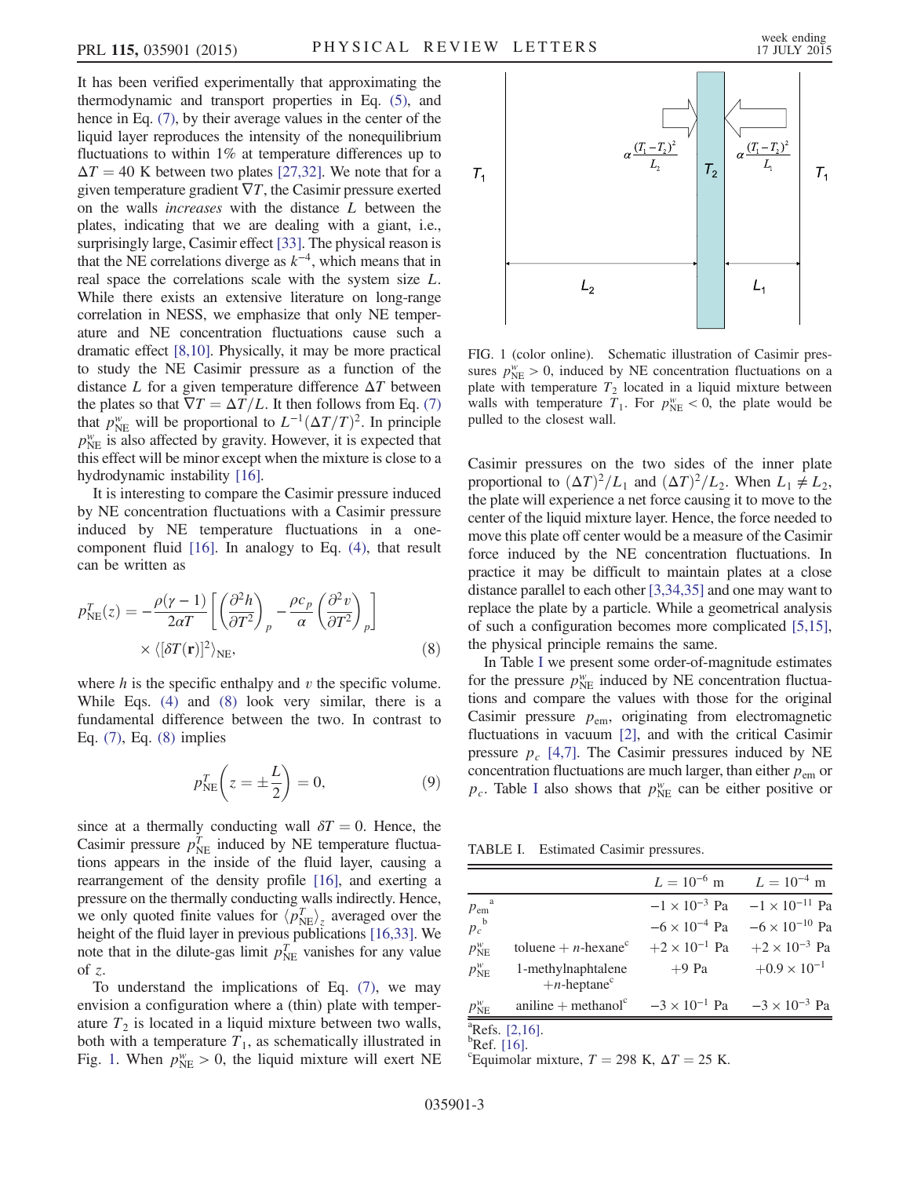It has been verified experimentally that approximating the thermodynamic and transport properties in Eq. (5), and hence in Eq. (7), by their average values in the center of the liquid layer reproduces the intensity of the nonequilibrium fluctuations to within 1% at temperature differences up to $\Delta T = 40$ K between two plates [27,32]. We note that for a given temperature gradient $\nabla T$, the Casimir pressure exerted on the walls *increases* with the distance $L$ between the plates, indicating that we are dealing with a giant, i.e., surprisingly large, Casimir effect [33]. The physical reason is that the NE correlations diverge as $k^{-4}$, which means that in real space the correlations scale with the system size $L$. While there exists an extensive literature on long-range correlation in NESS, we emphasize that only NE temperature and NE concentration fluctuations cause such a dramatic effect [8,10]. Physically, it may be more practical to study the NE Casimir pressure as a function of the distance $L$ for a given temperature difference $\Delta T$ between the plates so that $\nabla T = \Delta T/L$. It then follows from Eq. (7) that $p_{\rm NE}^{w}$ will be proportional to $L^{-1}(\Delta T/T)^2$. In principle $p_{\rm NE}^{w}$ is also affected by gravity. However, it is expected that this effect will be minor except when the mixture is close to a hydrodynamic instability [16].

It is interesting to compare the Casimir pressure induced by NE concentration fluctuations with a Casimir pressure induced by NE temperature fluctuations in a one-component fluid [16]. In analogy to Eq. (4), that result can be written as

$$p_{\rm NE}^{T}(z) = -\frac{\rho(\gamma-1)}{2\alpha T}\left[\left(\frac{\partial^2 h}{\partial T^2}\right)_p - \frac{\rho c_p}{\alpha}\left(\frac{\partial^2 v}{\partial T^2}\right)_p\right] \times \langle[\delta T(\mathbf{r})]^2\rangle_{\rm NE}, \tag{8}$$

where $h$ is the specific enthalpy and $v$ the specific volume. While Eqs. (4) and (8) look very similar, there is a fundamental difference between the two. In contrast to Eq. (7), Eq. (8) implies

$$p_{\rm NE}^{T}\left(z = \pm\frac{L}{2}\right) = 0, \tag{9}$$

since at a thermally conducting wall $\delta T = 0$. Hence, the Casimir pressure $p_{\rm NE}^{T}$ induced by NE temperature fluctuations appears in the inside of the fluid layer, causing a rearrangement of the density profile [16], and exerting a pressure on the thermally conducting walls indirectly. Hence, we only quoted finite values for $\langle p_{\rm NE}^{T}\rangle_z$ averaged over the height of the fluid layer in previous publications [16,33]. We note that in the dilute-gas limit $p_{\rm NE}^{T}$ vanishes for any value of $z$.

To understand the implications of Eq. (7), we may envision a configuration where a (thin) plate with temperature $T_2$ is located in a liquid mixture between two walls, both with a temperature $T_1$, as schematically illustrated in Fig. 1. When $p_{\rm NE}^{w} > 0$, the liquid mixture will exert NE Casimir pressures on the two sides of the inner plate proportional to $(\Delta T)^2/L_1$ and $(\Delta T)^2/L_2$. When $L_1 \neq L_2$, the plate will experience a net force causing it to move to the center of the liquid mixture layer. Hence, the force needed to move this plate off center would be a measure of the Casimir force induced by the NE concentration fluctuations. In practice it may be difficult to maintain plates at a close distance parallel to each other [3,34,35] and one may want to replace the plate by a particle. While a geometrical analysis of such a configuration becomes more complicated [5,15], the physical principle remains the same.

FIG. 1 (color online). Schematic illustration of Casimir pressures $p_{\rm NE}^{w} > 0$, induced by NE concentration fluctuations on a plate with temperature $T_2$ located in a liquid mixture between walls with temperature $T_1$. For $p_{\rm NE}^{w} < 0$, the plate would be pulled to the closest wall.

In Table I we present some order-of-magnitude estimates for the pressure $p_{\rm NE}^{w}$ induced by NE concentration fluctuations and compare the values with those for the original Casimir pressure $p_{\rm em}$, originating from electromagnetic fluctuations in vacuum [2], and with the critical Casimir pressure $p_c$ [4,7]. The Casimir pressures induced by NE concentration fluctuations are much larger, than either $p_{\rm em}$ or $p_c$. Table I also shows that $p_{\rm NE}^{w}$ can be either positive or

TABLE I. Estimated Casimir pressures.

| | | $L = 10^{-6}$ m | $L = 10^{-4}$ m |
|---|---|---|---|
| $p_{\rm em}$ [a] | | $-1 \times 10^{-3}$ Pa | $-1 \times 10^{-11}$ Pa |
| $p_c$ [b] | | $-6 \times 10^{-4}$ Pa | $-6 \times 10^{-10}$ Pa |
| $p_{\rm NE}^{w}$ | toluene + $n$-hexane [c] | $+2 \times 10^{-1}$ Pa | $+2 \times 10^{-3}$ Pa |
| $p_{\rm NE}^{w}$ | 1-methylnaphtalene + $n$-heptane [c] | $+9$ Pa | $+0.9 \times 10^{-1}$ |
| $p_{\rm NE}^{w}$ | aniline + methanol [c] | $-3 \times 10^{-1}$ Pa | $-3 \times 10^{-3}$ Pa |

[a] Refs. [2,16].
[b] Ref. [16].
[c] Equimolar mixture, $T = 298$ K, $\Delta T = 25$ K.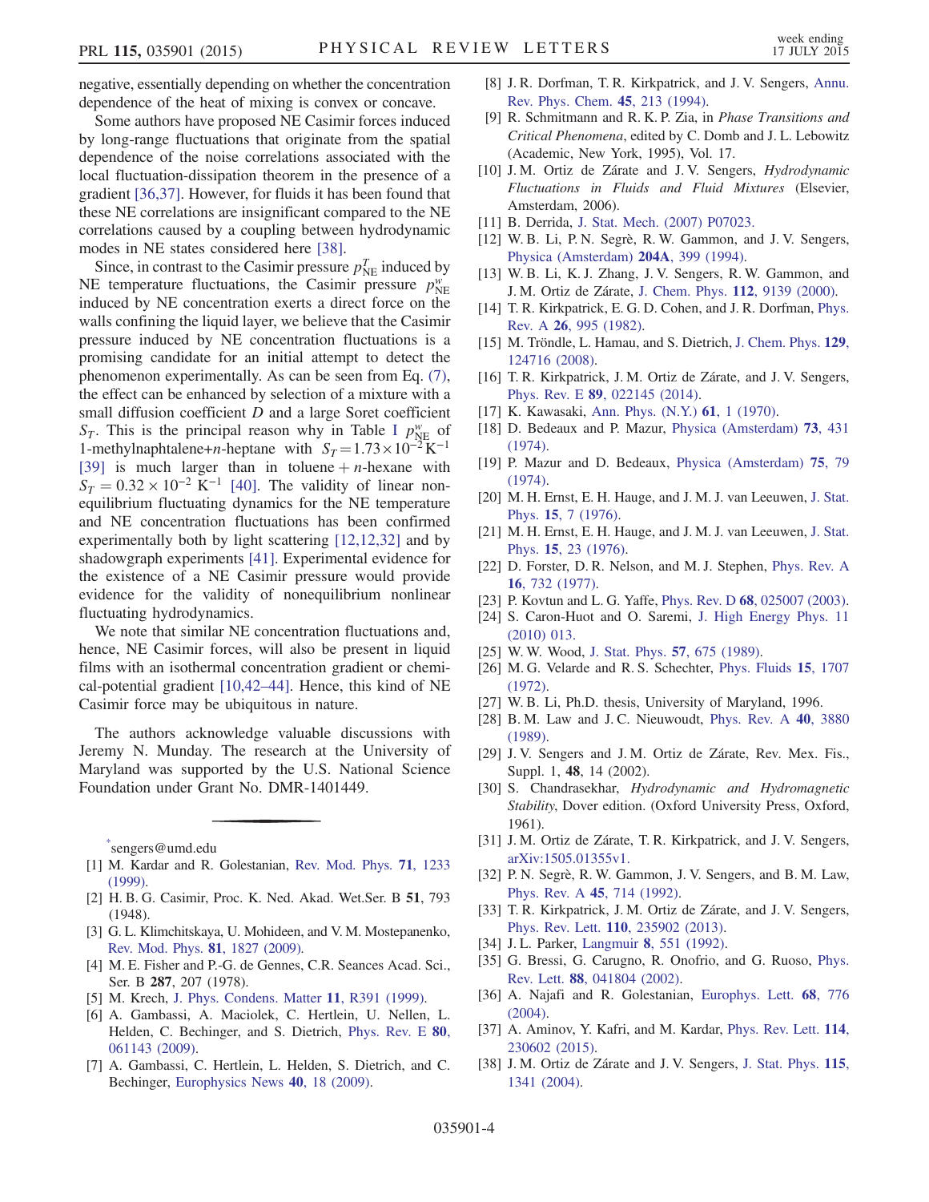negative, essentially depending on whether the concentration dependence of the heat of mixing is convex or concave.

Some authors have proposed NE Casimir forces induced by long-range fluctuations that originate from the spatial dependence of the noise correlations associated with the local fluctuation-dissipation theorem in the presence of a gradient [36,37]. However, for fluids it has been found that these NE correlations are insignificant compared to the NE correlations caused by a coupling between hydrodynamic modes in NE states considered here [38].

Since, in contrast to the Casimir pressure $p_{\rm NE}^{T}$ induced by NE temperature fluctuations, the Casimir pressure $p_{\rm NE}^{w}$ induced by NE concentration exerts a direct force on the walls confining the liquid layer, we believe that the Casimir pressure induced by NE concentration fluctuations is a promising candidate for an initial attempt to detect the phenomenon experimentally. As can be seen from Eq. (7), the effect can be enhanced by selection of a mixture with a small diffusion coefficient $D$ and a large Soret coefficient $S_T$. This is the principal reason why in Table I $p_{\rm NE}^{w}$ of 1-methylnaphtalene+$n$-heptane with $S_T = 1.73 \times 10^{-2}\,{\rm K}^{-1}$ [39] is much larger than in toluene + $n$-hexane with $S_T = 0.32 \times 10^{-2}\,{\rm K}^{-1}$ [40]. The validity of linear nonequilibrium fluctuating dynamics for the NE temperature and NE concentration fluctuations has been confirmed experimentally both by light scattering [12,12,32] and by shadowgraph experiments [41]. Experimental evidence for the existence of a NE Casimir pressure would provide evidence for the validity of nonequilibrium nonlinear fluctuating hydrodynamics.

We note that similar NE concentration fluctuations and, hence, NE Casimir forces, will also be present in liquid films with an isothermal concentration gradient or chemical-potential gradient [10,42–44]. Hence, this kind of NE Casimir force may be ubiquitous in nature.

The authors acknowledge valuable discussions with Jeremy N. Munday. The research at the University of Maryland was supported by the U.S. National Science Foundation under Grant No. DMR-1401449.

---

*sengers@umd.edu

[1] M. Kardar and R. Golestanian, Rev. Mod. Phys. **71**, 1233 (1999).
[2] H. B. G. Casimir, Proc. K. Ned. Akad. Wet.Ser. B **51**, 793 (1948).
[3] G. L. Klimchitskaya, U. Mohideen, and V. M. Mostepanenko, Rev. Mod. Phys. **81**, 1827 (2009).
[4] M. E. Fisher and P.-G. de Gennes, C.R. Seances Acad. Sci., Ser. B **287**, 207 (1978).
[5] M. Krech, J. Phys. Condens. Matter **11**, R391 (1999).
[6] A. Gambassi, A. Maciolek, C. Hertlein, U. Nellen, L. Helden, C. Bechinger, and S. Dietrich, Phys. Rev. E **80**, 061143 (2009).
[7] A. Gambassi, C. Hertlein, L. Helden, S. Dietrich, and C. Bechinger, Europhysics News **40**, 18 (2009).
[8] J. R. Dorfman, T. R. Kirkpatrick, and J. V. Sengers, Annu. Rev. Phys. Chem. **45**, 213 (1994).
[9] R. Schmitmann and R. K. P. Zia, in *Phase Transitions and Critical Phenomena*, edited by C. Domb and J. L. Lebowitz (Academic, New York, 1995), Vol. 17.
[10] J. M. Ortiz de Zárate and J. V. Sengers, *Hydrodynamic Fluctuations in Fluids and Fluid Mixtures* (Elsevier, Amsterdam, 2006).
[11] B. Derrida, J. Stat. Mech. (2007) P07023.
[12] W. B. Li, P. N. Segrè, R. W. Gammon, and J. V. Sengers, Physica (Amsterdam) **204A**, 399 (1994).
[13] W. B. Li, K. J. Zhang, J. V. Sengers, R. W. Gammon, and J. M. Ortiz de Zárate, J. Chem. Phys. **112**, 9139 (2000).
[14] T. R. Kirkpatrick, E. G. D. Cohen, and J. R. Dorfman, Phys. Rev. A **26**, 995 (1982).
[15] M. Tröndle, L. Hamau, and S. Dietrich, J. Chem. Phys. **129**, 124716 (2008).
[16] T. R. Kirkpatrick, J. M. Ortiz de Zárate, and J. V. Sengers, Phys. Rev. E **89**, 022145 (2014).
[17] K. Kawasaki, Ann. Phys. (N.Y.) **61**, 1 (1970).
[18] D. Bedeaux and P. Mazur, Physica (Amsterdam) **73**, 431 (1974).
[19] P. Mazur and D. Bedeaux, Physica (Amsterdam) **75**, 79 (1974).
[20] M. H. Ernst, E. H. Hauge, and J. M. J. van Leeuwen, J. Stat. Phys. **15**, 7 (1976).
[21] M. H. Ernst, E. H. Hauge, and J. M. J. van Leeuwen, J. Stat. Phys. **15**, 23 (1976).
[22] D. Forster, D. R. Nelson, and M. J. Stephen, Phys. Rev. A **16**, 732 (1977).
[23] P. Kovtun and L. G. Yaffe, Phys. Rev. D **68**, 025007 (2003).
[24] S. Caron-Huot and O. Saremi, J. High Energy Phys. 11 (2010) 013.
[25] W. W. Wood, J. Stat. Phys. **57**, 675 (1989).
[26] M. G. Velarde and R. S. Schechter, Phys. Fluids **15**, 1707 (1972).
[27] W. B. Li, Ph.D. thesis, University of Maryland, 1996.
[28] B. M. Law and J. C. Nieuwoudt, Phys. Rev. A **40**, 3880 (1989).
[29] J. V. Sengers and J. M. Ortiz de Zárate, Rev. Mex. Fis., Suppl. 1, **48**, 14 (2002).
[30] S. Chandrasekhar, *Hydrodynamic and Hydromagnetic Stability*, Dover edition. (Oxford University Press, Oxford, 1961).
[31] J. M. Ortiz de Zárate, T. R. Kirkpatrick, and J. V. Sengers, arXiv:1505.01355v1.
[32] P. N. Segrè, R. W. Gammon, J. V. Sengers, and B. M. Law, Phys. Rev. A **45**, 714 (1992).
[33] T. R. Kirkpatrick, J. M. Ortiz de Zárate, and J. V. Sengers, Phys. Rev. Lett. **110**, 235902 (2013).
[34] J. L. Parker, Langmuir **8**, 551 (1992).
[35] G. Bressi, G. Carugno, R. Onofrio, and G. Ruoso, Phys. Rev. Lett. **88**, 041804 (2002).
[36] A. Najafi and R. Golestanian, Europhys. Lett. **68**, 776 (2004).
[37] A. Aminov, Y. Kafri, and M. Kardar, Phys. Rev. Lett. **114**, 230602 (2015).
[38] J. M. Ortiz de Zárate and J. V. Sengers, J. Stat. Phys. **115**, 1341 (2004).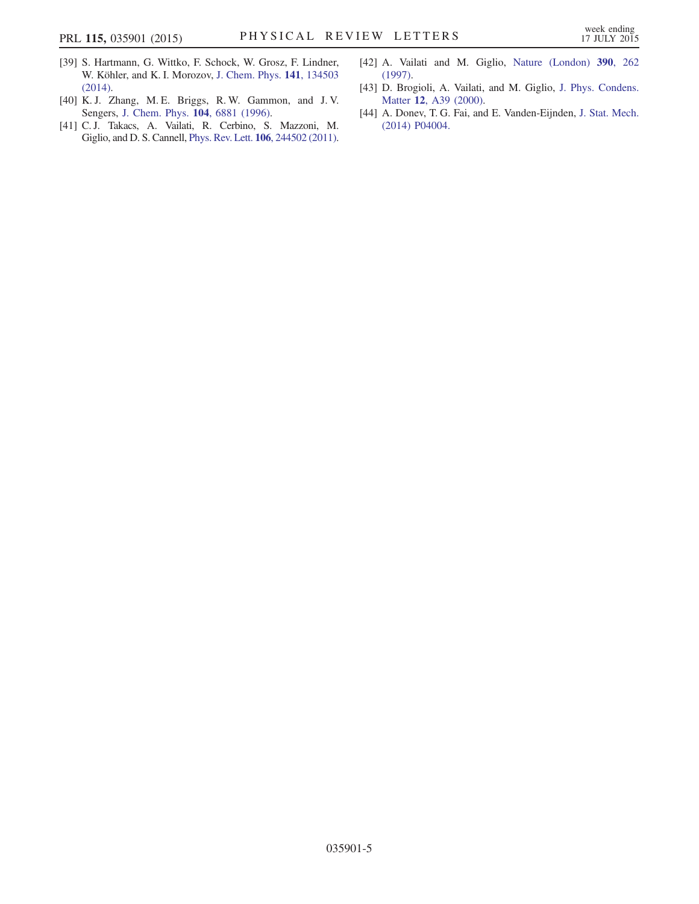[39] S. Hartmann, G. Wittko, F. Schock, W. Grosz, F. Lindner, W. Köhler, and K. I. Morozov, J. Chem. Phys. **141**, 134503 (2014).

[40] K. J. Zhang, M. E. Briggs, R. W. Gammon, and J. V. Sengers, J. Chem. Phys. **104**, 6881 (1996).

[41] C. J. Takacs, A. Vailati, R. Cerbino, S. Mazzoni, M. Giglio, and D. S. Cannell, Phys. Rev. Lett. **106**, 244502 (2011).

[42] A. Vailati and M. Giglio, Nature (London) **390**, 262 (1997).

[43] D. Brogioli, A. Vailati, and M. Giglio, J. Phys. Condens. Matter **12**, A39 (2000).

[44] A. Donev, T. G. Fai, and E. Vanden-Eijnden, J. Stat. Mech. (2014) P04004.